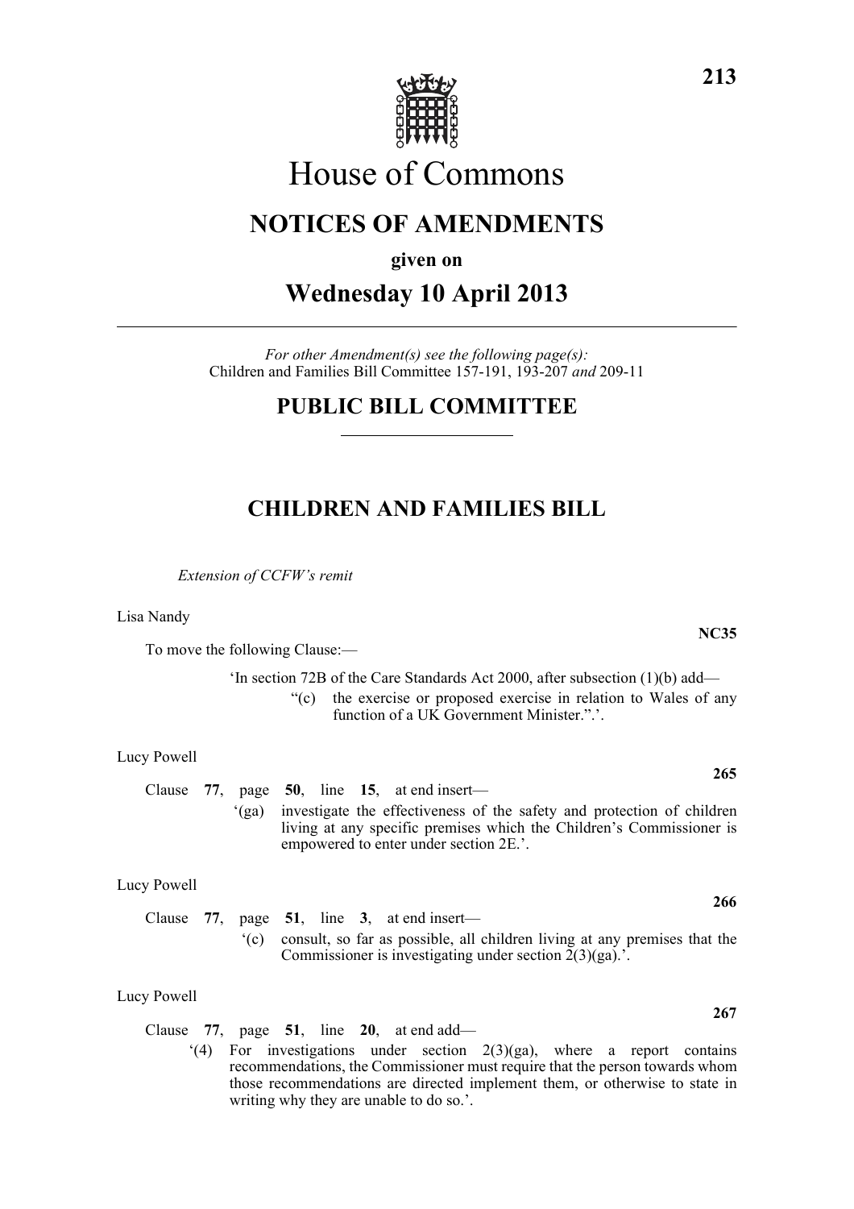# House of Commons

## NOTICES OF AMENDMENTS

**given on**

## Wednesday 10 April 2013

*For other Amendment(s) see the following page(s):*
Children and Families Bill Committee 157-191, 193-207 *and* 209-11

## PUBLIC BILL COMMITTEE

## CHILDREN AND FAMILIES BILL

*Extension of CCFW's remit*

Lisa Nandy

**NC35**

To move the following Clause:—

'In section 72B of the Care Standards Act 2000, after subsection (1)(b) add—

"(c) the exercise or proposed exercise in relation to Wales of any function of a UK Government Minister.".'.

Lucy Powell

**265**

Clause **77**, page **50**, line **15**, at end insert—

'(ga) investigate the effectiveness of the safety and protection of children living at any specific premises which the Children's Commissioner is empowered to enter under section 2E.'.

Lucy Powell

**266**

Clause **77**, page **51**, line **3**, at end insert—

'(c) consult, so far as possible, all children living at any premises that the Commissioner is investigating under section 2(3)(ga).'.

Lucy Powell

**267**

Clause **77**, page **51**, line **20**, at end add—

'(4) For investigations under section 2(3)(ga), where a report contains recommendations, the Commissioner must require that the person towards whom those recommendations are directed implement them, or otherwise to state in writing why they are unable to do so.'.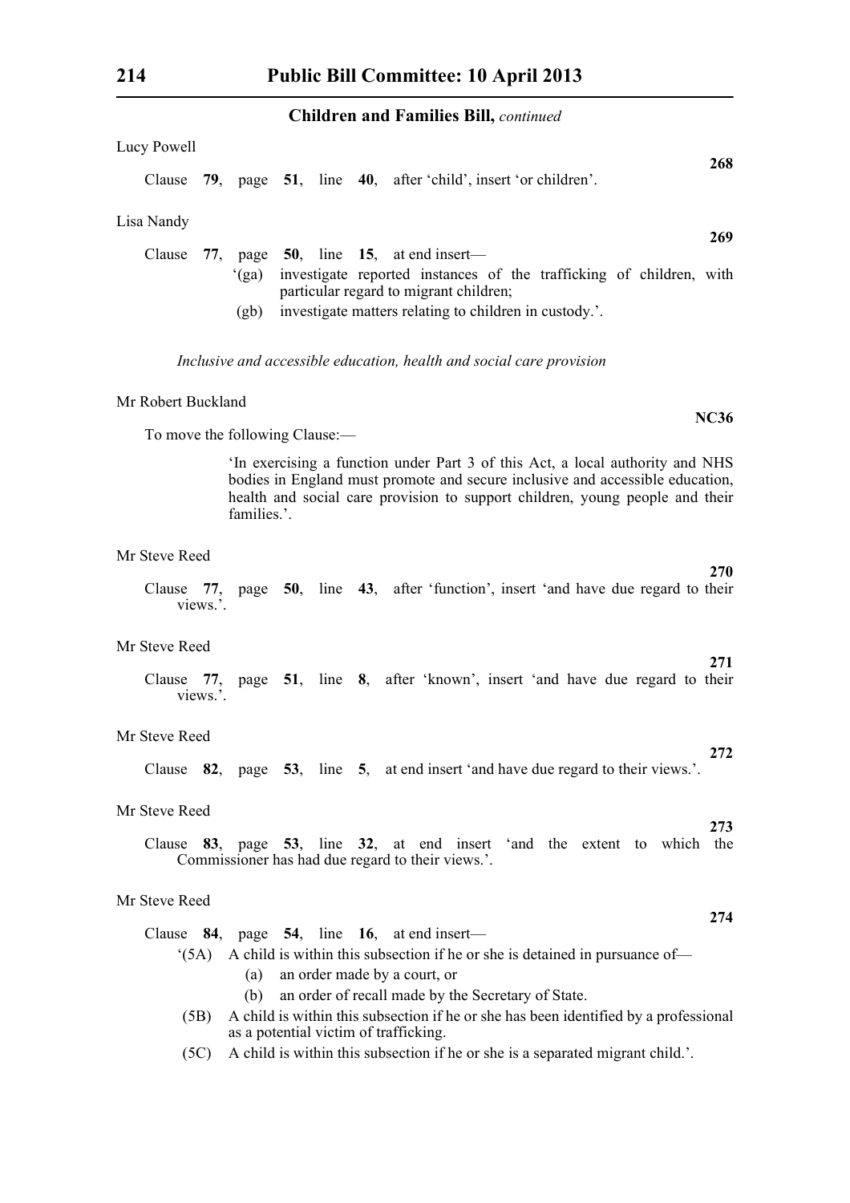Lucy Powell

**268**

Clause **79**, page **51**, line **40**, after 'child', insert 'or children'.

Lisa Nandy

**269**

Clause **77**, page **50**, line **15**, at end insert—

'(ga) investigate reported instances of the trafficking of children, with particular regard to migrant children;

(gb) investigate matters relating to children in custody.'.

*Inclusive and accessible education, health and social care provision*

Mr Robert Buckland

**NC36**

To move the following Clause:—

'In exercising a function under Part 3 of this Act, a local authority and NHS bodies in England must promote and secure inclusive and accessible education, health and social care provision to support children, young people and their families.'.

Mr Steve Reed

**270**

Clause **77**, page **50**, line **43**, after 'function', insert 'and have due regard to their views.'.

Mr Steve Reed

**271**

Clause **77**, page **51**, line **8**, after 'known', insert 'and have due regard to their views.'.

Mr Steve Reed

**272**

Clause **82**, page **53**, line **5**, at end insert 'and have due regard to their views.'.

Mr Steve Reed

**273**

Clause **83**, page **53**, line **32**, at end insert 'and the extent to which the Commissioner has had due regard to their views.'.

Mr Steve Reed

**274**

Clause **84**, page **54**, line **16**, at end insert—

'(5A) A child is within this subsection if he or she is detained in pursuance of—

(a) an order made by a court, or

(b) an order of recall made by the Secretary of State.

(5B) A child is within this subsection if he or she has been identified by a professional as a potential victim of trafficking.

(5C) A child is within this subsection if he or she is a separated migrant child.'.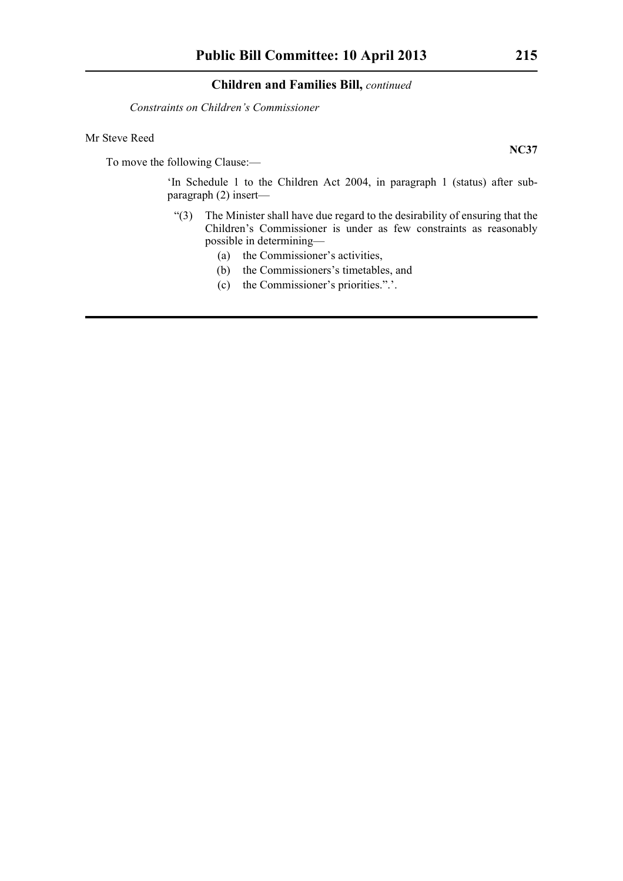*Constraints on Children's Commissioner*

Mr Steve Reed

**NC37**

To move the following Clause:—

'In Schedule 1 to the Children Act 2004, in paragraph 1 (status) after sub-paragraph (2) insert—

"(3) The Minister shall have due regard to the desirability of ensuring that the Children's Commissioner is under as few constraints as reasonably possible in determining—

(a) the Commissioner's activities,

(b) the Commissioners's timetables, and

(c) the Commissioner's priorities.".'.